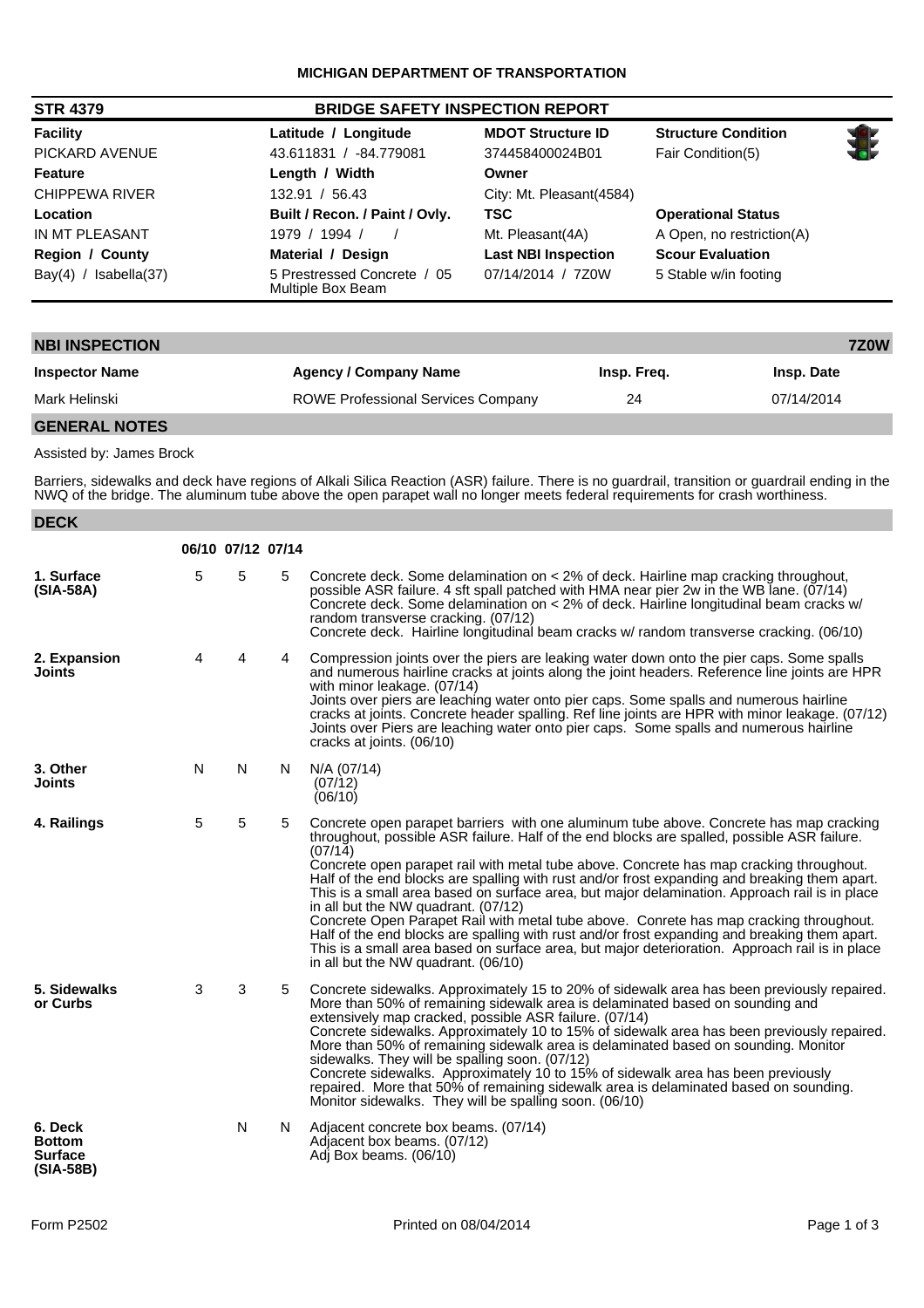**MICHIGAN DEPARTMENT OF TRANSPORTATION**

| STR 4379 | BRIDGE SAFETY INSPECTION REPORT | | |
|---|---|---|---|
| **Facility** | **Latitude / Longitude** | **MDOT Structure ID** | **Structure Condition** |
| PICKARD AVENUE | 43.611831 / -84.779081 | 374458400024B01 | Fair Condition(5) |
| **Feature** | **Length / Width** | **Owner** | |
| CHIPPEWA RIVER | 132.91 / 56.43 | City: Mt. Pleasant(4584) | |
| **Location** | **Built / Recon. / Paint / Ovly.** | **TSC** | **Operational Status** |
| IN MT PLEASANT | 1979 / 1994 / / | Mt. Pleasant(4A) | A Open, no restriction(A) |
| **Region / County** | **Material / Design** | **Last NBI Inspection** | **Scour Evaluation** |
| Bay(4) / Isabella(37) | 5 Prestressed Concrete / 05 Multiple Box Beam | 07/14/2014 / 7Z0W | 5 Stable w/in footing |

## NBI INSPECTION — 7Z0W

| Inspector Name | Agency / Company Name | Insp. Freq. | Insp. Date |
|---|---|---|---|
| Mark Helinski | ROWE Professional Services Company | 24 | 07/14/2014 |

## GENERAL NOTES

Assisted by: James Brock

Barriers, sidewalks and deck have regions of Alkali Silica Reaction (ASR) failure. There is no guardrail, transition or guardrail ending in the NWQ of the bridge. The aluminum tube above the open parapet wall no longer meets federal requirements for crash worthiness.

## DECK

| | 06/10 | 07/12 | 07/14 | |
|---|---|---|---|---|
| **1. Surface (SIA-58A)** | 5 | 5 | 5 | Concrete deck. Some delamination on < 2% of deck. Hairline map cracking throughout, possible ASR failure. 4 sft spall patched with HMA near pier 2w in the WB lane. (07/14)<br>Concrete deck. Some delamination on < 2% of deck. Hairline longitudinal beam cracks w/ random transverse cracking. (07/12)<br>Concrete deck. Hairline longitudinal beam cracks w/ random transverse cracking. (06/10) |
| **2. Expansion Joints** | 4 | 4 | 4 | Compression joints over the piers are leaking water down onto the pier caps. Some spalls and numerous hairline cracks at joints along the joint headers. Reference line joints are HPR with minor leakage. (07/14)<br>Joints over piers are leaching water onto pier caps. Some spalls and numerous hairline cracks at joints. Concrete header spalling. Ref line joints are HPR with minor leakage. (07/12)<br>Joints over Piers are leaching water onto pier caps. Some spalls and numerous hairline cracks at joints. (06/10) |
| **3. Other Joints** | N | N | N | N/A (07/14)<br>(07/12)<br>(06/10) |
| **4. Railings** | 5 | 5 | 5 | Concrete open parapet barriers with one aluminum tube above. Concrete has map cracking throughout, possible ASR failure. Half of the end blocks are spalled, possible ASR failure. (07/14)<br>Concrete open parapet rail with metal tube above. Concrete has map cracking throughout. Half of the end blocks are spalling with rust and/or frost expanding and breaking them apart. This is a small area based on surface area, but major delamination. Approach rail is in place in all but the NW quadrant. (07/12)<br>Concrete Open Parapet Rail with metal tube above. Conrete has map cracking throughout. Half of the end blocks are spalling with rust and/or frost expanding and breaking them apart. This is a small area based on surface area, but major deterioration. Approach rail is in place in all but the NW quadrant. (06/10) |
| **5. Sidewalks or Curbs** | 3 | 3 | 5 | Concrete sidewalks. Approximately 15 to 20% of sidewalk area has been previously repaired. More than 50% of remaining sidewalk area is delaminated based on sounding and extensively map cracked, possible ASR failure. (07/14)<br>Concrete sidewalks. Approximately 10 to 15% of sidewalk area has been previously repaired. More than 50% of remaining sidewalk area is delaminated based on sounding. Monitor sidewalks. They will be spalling soon. (07/12)<br>Concrete sidewalks. Approximately 10 to 15% of sidewalk area has been previously repaired. More that 50% of remaining sidewalk area is delaminated based on sounding. Monitor sidewalks. They will be spalling soon. (06/10) |
| **6. Deck Bottom Surface (SIA-58B)** | | N | N | Adjacent concrete box beams. (07/14)<br>Adjacent box beams. (07/12)<br>Adj Box beams. (06/10) |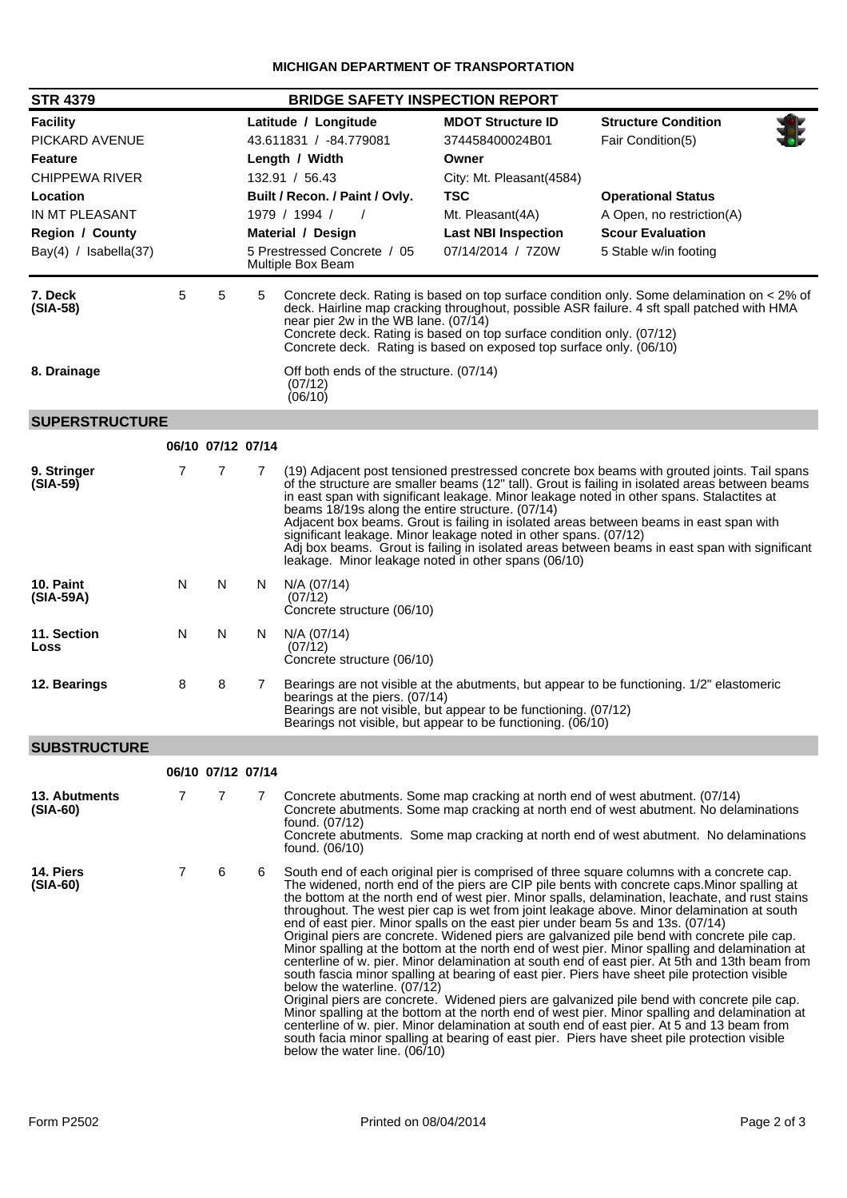**MICHIGAN DEPARTMENT OF TRANSPORTATION**

## STR 4379 — BRIDGE SAFETY INSPECTION REPORT

| Facility | Latitude / Longitude | MDOT Structure ID | Structure Condition |
|---|---|---|---|
| PICKARD AVENUE | 43.611831 / -84.779081 | 374458400024B01 | Fair Condition(5) |
| **Feature** | **Length / Width** | **Owner** | |
| CHIPPEWA RIVER | 132.91 / 56.43 | City: Mt. Pleasant(4584) | |
| **Location** | **Built / Recon. / Paint / Ovly.** | **TSC** | **Operational Status** |
| IN MT PLEASANT | 1979 / 1994 / / | Mt. Pleasant(4A) | A Open, no restriction(A) |
| **Region / County** | **Material / Design** | **Last NBI Inspection** | **Scour Evaluation** |
| Bay(4) / Isabella(37) | 5 Prestressed Concrete / 05 Multiple Box Beam | 07/14/2014 / 7Z0W | 5 Stable w/in footing |

| Item | | | | Comments |
|---|---|---|---|---|
| **7. Deck (SIA-58)** | 5 | 5 | 5 | Concrete deck. Rating is based on top surface condition only. Some delamination on < 2% of deck. Hairline map cracking throughout, possible ASR failure. 4 sft spall patched with HMA near pier 2w in the WB lane. (07/14)<br>Concrete deck. Rating is based on top surface condition only. (07/12)<br>Concrete deck. Rating is based on exposed top surface only. (06/10) |
| **8. Drainage** | | | | Off both ends of the structure. (07/14)<br>(07/12)<br>(06/10) |

## SUPERSTRUCTURE

| Item | 06/10 | 07/12 | 07/14 | Comments |
|---|---|---|---|---|
| **9. Stringer (SIA-59)** | 7 | 7 | 7 | (19) Adjacent post tensioned prestressed concrete box beams with grouted joints. Tail spans of the structure are smaller beams (12" tall). Grout is failing in isolated areas between beams in east span with significant leakage. Minor leakage noted in other spans. Stalactites at beams 18/19s along the entire structure. (07/14)<br>Adjacent box beams. Grout is failing in isolated areas between beams in east span with significant leakage. Minor leakage noted in other spans. (07/12)<br>Adj box beams. Grout is failing in isolated areas between beams in east span with significant leakage. Minor leakage noted in other spans (06/10) |
| **10. Paint (SIA-59A)** | N | N | N | N/A (07/14)<br>(07/12)<br>Concrete structure (06/10) |
| **11. Section Loss** | N | N | N | N/A (07/14)<br>(07/12)<br>Concrete structure (06/10) |
| **12. Bearings** | 8 | 8 | 7 | Bearings are not visible at the abutments, but appear to be functioning. 1/2" elastomeric bearings at the piers. (07/14)<br>Bearings are not visible, but appear to be functioning. (07/12)<br>Bearings not visible, but appear to be functioning. (06/10) |

## SUBSTRUCTURE

| Item | 06/10 | 07/12 | 07/14 | Comments |
|---|---|---|---|---|
| **13. Abutments (SIA-60)** | 7 | 7 | 7 | Concrete abutments. Some map cracking at north end of west abutment. (07/14)<br>Concrete abutments. Some map cracking at north end of west abutment. No delaminations found. (07/12)<br>Concrete abutments. Some map cracking at north end of west abutment. No delaminations found. (06/10) |
| **14. Piers (SIA-60)** | 7 | 6 | 6 | South end of each original pier is comprised of three square columns with a concrete cap. The widened, north end of the piers are CIP pile bents with concrete caps.Minor spalling at the bottom at the north end of west pier. Minor spalls, delamination, leachate, and rust stains throughout. The west pier cap is wet from joint leakage above. Minor delamination at south end of east pier. Minor spalls on the east pier under beam 5s and 13s. (07/14)<br>Original piers are concrete. Widened piers are galvanized pile bend with concrete pile cap. Minor spalling at the bottom at the north end of west pier. Minor spalling and delamination at centerline of w. pier. Minor delamination at south end of east pier. At 5th and 13th beam from south fascia minor spalling at bearing of east pier. Piers have sheet pile protection visible below the waterline. (07/12)<br>Original piers are concrete. Widened piers are galvanized pile bend with concrete pile cap. Minor spalling at the bottom at the north end of west pier. Minor spalling and delamination at centerline of w. pier. Minor delamination at south end of east pier. At 5 and 13 beam from south facia minor spalling at bearing of east pier. Piers have sheet pile protection visible below the water line. (06/10) |

Form P2502 — Printed on 08/04/2014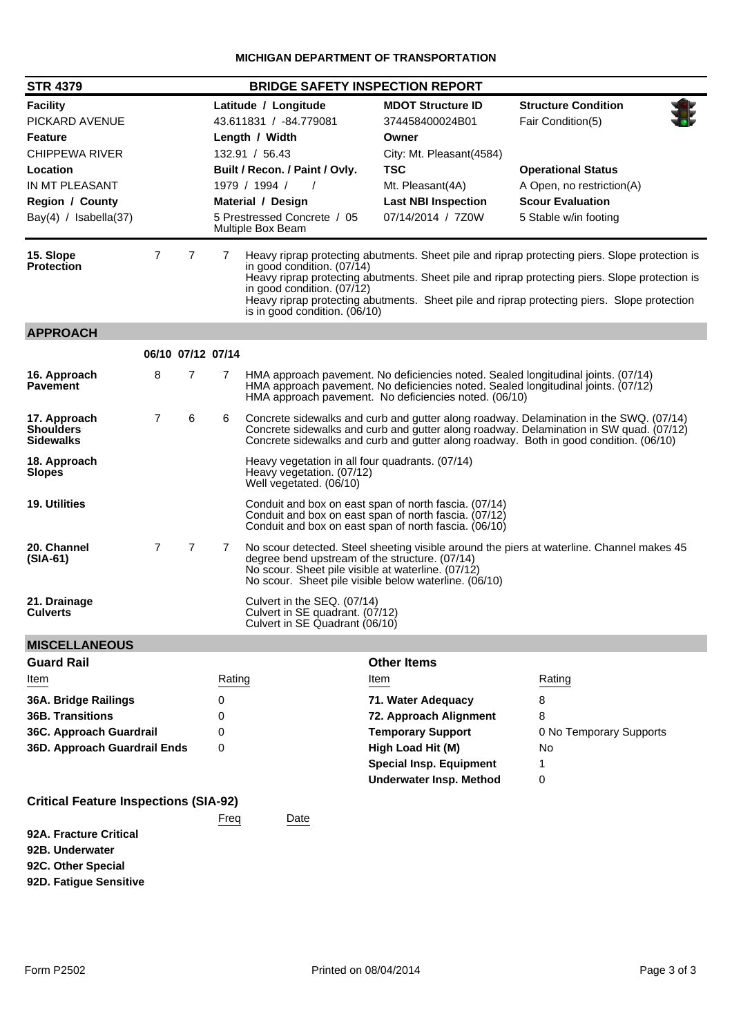**MICHIGAN DEPARTMENT OF TRANSPORTATION**

**STR 4379** | **BRIDGE SAFETY INSPECTION REPORT**

| **Facility** | **Latitude / Longitude** | **MDOT Structure ID** | **Structure Condition** |
|---|---|---|---|
| PICKARD AVENUE | 43.611831 / -84.779081 | 374458400024B01 | Fair Condition(5) |
| **Feature** | **Length / Width** | **Owner** | |
| CHIPPEWA RIVER | 132.91 / 56.43 | City: Mt. Pleasant(4584) | |
| **Location** | **Built / Recon. / Paint / Ovly.** | **TSC** | **Operational Status** |
| IN MT PLEASANT | 1979 / 1994 / / | Mt. Pleasant(4A) | A Open, no restriction(A) |
| **Region / County** | **Material / Design** | **Last NBI Inspection** | **Scour Evaluation** |
| Bay(4) / Isabella(37) | 5 Prestressed Concrete / 05 Multiple Box Beam | 07/14/2014 / 7Z0W | 5 Stable w/in footing |

| Item | | | | Comments |
|---|---|---|---|---|
| **15. Slope Protection** | 7 | 7 | 7 | Heavy riprap protecting abutments. Sheet pile and riprap protecting piers. Slope protection is in good condition. (07/14)<br>Heavy riprap protecting abutments. Sheet pile and riprap protecting piers. Slope protection is in good condition. (07/12)<br>Heavy riprap protecting abutments. Sheet pile and riprap protecting piers. Slope protection is in good condition. (06/10) |

## APPROACH

| Item | 06/10 | 07/12 | 07/14 | Comments |
|---|---|---|---|---|
| **16. Approach Pavement** | 8 | 7 | 7 | HMA approach pavement. No deficiencies noted. Sealed longitudinal joints. (07/14)<br>HMA approach pavement. No deficiencies noted. Sealed longitudinal joints. (07/12)<br>HMA approach pavement. No deficiencies noted. (06/10) |
| **17. Approach Shoulders Sidewalks** | 7 | 6 | 6 | Concrete sidewalks and curb and gutter along roadway. Delamination in the SWQ. (07/14)<br>Concrete sidewalks and curb and gutter along roadway. Delamination in SW quad. (07/12)<br>Concrete sidewalks and curb and gutter along roadway. Both in good condition. (06/10) |
| **18. Approach Slopes** | | | | Heavy vegetation in all four quadrants. (07/14)<br>Heavy vegetation. (07/12)<br>Well vegetated. (06/10) |
| **19. Utilities** | | | | Conduit and box on east span of north fascia. (07/14)<br>Conduit and box on east span of north fascia. (07/12)<br>Conduit and box on east span of north fascia. (06/10) |
| **20. Channel (SIA-61)** | 7 | 7 | 7 | No scour detected. Steel sheeting visible around the piers at waterline. Channel makes 45 degree bend upstream of the structure. (07/14)<br>No scour. Sheet pile visible at waterline. (07/12)<br>No scour. Sheet pile visible below waterline. (06/10) |
| **21. Drainage Culverts** | | | | Culvert in the SEQ. (07/14)<br>Culvert in SE quadrant. (07/12)<br>Culvert in SE Quadrant (06/10) |

## MISCELLANEOUS

**Guard Rail**

| Item | Rating |
|---|---|
| **36A. Bridge Railings** | 0 |
| **36B. Transitions** | 0 |
| **36C. Approach Guardrail** | 0 |
| **36D. Approach Guardrail Ends** | 0 |

**Other Items**

| Item | Rating |
|---|---|
| **71. Water Adequacy** | 8 |
| **72. Approach Alignment** | 8 |
| **Temporary Support** | 0 No Temporary Supports |
| **High Load Hit (M)** | No |
| **Special Insp. Equipment** | 1 |
| **Underwater Insp. Method** | 0 |

**Critical Feature Inspections (SIA-92)**

| | Freq | Date |
|---|---|---|
| **92A. Fracture Critical** | | |
| **92B. Underwater** | | |
| **92C. Other Special** | | |
| **92D. Fatigue Sensitive** | | |

Form P2502 — Printed on 08/04/2014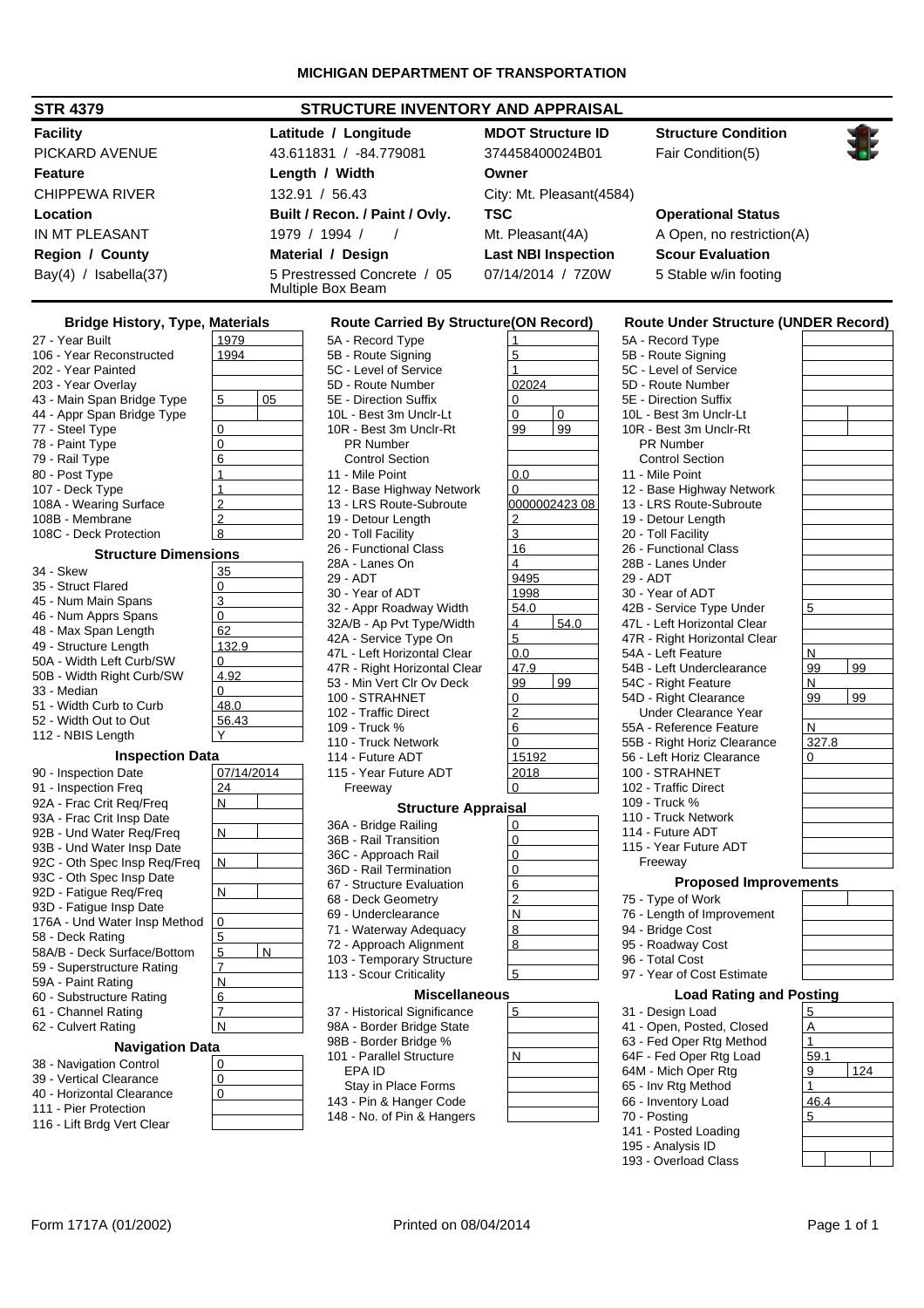**MICHIGAN DEPARTMENT OF TRANSPORTATION**

## STR 4379 — STRUCTURE INVENTORY AND APPRAISAL

| Facility | Latitude / Longitude | MDOT Structure ID | Structure Condition |
|---|---|---|---|
| PICKARD AVENUE | 43.611831 / -84.779081 | 374458400024B01 | Fair Condition(5) |
| **Feature** | **Length / Width** | **Owner** | |
| CHIPPEWA RIVER | 132.91 / 56.43 | City: Mt. Pleasant(4584) | |
| **Location** | **Built / Recon. / Paint / Ovly.** | **TSC** | **Operational Status** |
| IN MT PLEASANT | 1979 / 1994 / / | Mt. Pleasant(4A) | A Open, no restriction(A) |
| **Region / County** | **Material / Design** | **Last NBI Inspection** | **Scour Evaluation** |
| Bay(4) / Isabella(37) | 5 Prestressed Concrete / 05 Multiple Box Beam | 07/14/2014 / 7Z0W | 5 Stable w/in footing |

### Bridge History, Type, Materials

| Item | Value | |
|---|---|---|
| 27 - Year Built | 1979 | |
| 106 - Year Reconstructed | 1994 | |
| 202 - Year Painted | | |
| 203 - Year Overlay | | |
| 43 - Main Span Bridge Type | 5 | 05 |
| 44 - Appr Span Bridge Type | | |
| 77 - Steel Type | 0 | |
| 78 - Paint Type | 0 | |
| 79 - Rail Type | 6 | |
| 80 - Post Type | 1 | |
| 107 - Deck Type | 1 | |
| 108A - Wearing Surface | 2 | |
| 108B - Membrane | 2 | |
| 108C - Deck Protection | 8 | |

### Structure Dimensions

| Item | Value |
|---|---|
| 34 - Skew | 35 |
| 35 - Struct Flared | 0 |
| 45 - Num Main Spans | 3 |
| 46 - Num Apprs Spans | 0 |
| 48 - Max Span Length | 62 |
| 49 - Structure Length | 132.9 |
| 50A - Width Left Curb/SW | 0 |
| 50B - Width Right Curb/SW | 4.92 |
| 33 - Median | 0 |
| 51 - Width Curb to Curb | 48.0 |
| 52 - Width Out to Out | 56.43 |
| 112 - NBIS Length | Y |

### Inspection Data

| Item | Value | |
|---|---|---|
| 90 - Inspection Date | 07/14/2014 | |
| 91 - Inspection Freq | 24 | |
| 92A - Frac Crit Req/Freq | N | |
| 93A - Frac Crit Insp Date | | |
| 92B - Und Water Req/Freq | N | |
| 93B - Und Water Insp Date | | |
| 92C - Oth Spec Insp Req/Freq | N | |
| 93C - Oth Spec Insp Date | | |
| 92D - Fatigue Req/Freq | N | |
| 93D - Fatigue Insp Date | | |
| 176A - Und Water Insp Method | 0 | |
| 58 - Deck Rating | 5 | |
| 58A/B - Deck Surface/Bottom | 5 | N |
| 59 - Superstructure Rating | 7 | |
| 59A - Paint Rating | N | |
| 60 - Substructure Rating | 6 | |
| 61 - Channel Rating | 7 | |
| 62 - Culvert Rating | N | |

### Navigation Data

| Item | Value |
|---|---|
| 38 - Navigation Control | 0 |
| 39 - Vertical Clearance | 0 |
| 40 - Horizontal Clearance | 0 |
| 111 - Pier Protection | |
| 116 - Lift Brdg Vert Clear | |

### Route Carried By Structure(ON Record)

| Item | Value | |
|---|---|---|
| 5A - Record Type | 1 | |
| 5B - Route Signing | 5 | |
| 5C - Level of Service | 1 | |
| 5D - Route Number | 02024 | |
| 5E - Direction Suffix | 0 | |
| 10L - Best 3m Unclr-Lt | 0 | 0 |
| 10R - Best 3m Unclr-Rt | 99 | 99 |
| PR Number | | |
| Control Section | | |
| 11 - Mile Point | 0.0 | |
| 12 - Base Highway Network | 0 | |
| 13 - LRS Route-Subroute | 0000002423 08 | |
| 19 - Detour Length | 2 | |
| 20 - Toll Facility | 3 | |
| 26 - Functional Class | 16 | |
| 28A - Lanes On | 4 | |
| 29 - ADT | 9495 | |
| 30 - Year of ADT | 1998 | |
| 32 - Appr Roadway Width | 54.0 | |
| 32A/B - Ap Pvt Type/Width | 4 | 54.0 |
| 42A - Service Type On | 5 | |
| 47L - Left Horizontal Clear | 0.0 | |
| 47R - Right Horizontal Clear | 47.9 | |
| 53 - Min Vert Clr Ov Deck | 99 | 99 |
| 100 - STRAHNET | 0 | |
| 102 - Traffic Direct | 2 | |
| 109 - Truck % | 6 | |
| 110 - Truck Network | 0 | |
| 114 - Future ADT | 15192 | |
| 115 - Year Future ADT | 2018 | |
| Freeway | 0 | |

### Structure Appraisal

| Item | Value |
|---|---|
| 36A - Bridge Railing | 0 |
| 36B - Rail Transition | 0 |
| 36C - Approach Rail | 0 |
| 36D - Rail Termination | 0 |
| 67 - Structure Evaluation | 6 |
| 68 - Deck Geometry | 2 |
| 69 - Underclearance | N |
| 71 - Waterway Adequacy | 8 |
| 72 - Approach Alignment | 8 |
| 103 - Temporary Structure | |
| 113 - Scour Criticality | 5 |

### Miscellaneous

| Item | Value |
|---|---|
| 37 - Historical Significance | 5 |
| 98A - Border Bridge State | |
| 98B - Border Bridge % | |
| 101 - Parallel Structure | N |
| EPA ID | |
| Stay in Place Forms | |
| 143 - Pin & Hanger Code | |
| 148 - No. of Pin & Hangers | |

### Route Under Structure (UNDER Record)

| Item | Value | |
|---|---|---|
| 5A - Record Type | | |
| 5B - Route Signing | | |
| 5C - Level of Service | | |
| 5D - Route Number | | |
| 5E - Direction Suffix | | |
| 10L - Best 3m Unclr-Lt | | |
| 10R - Best 3m Unclr-Rt | | |
| PR Number | | |
| Control Section | | |
| 11 - Mile Point | | |
| 12 - Base Highway Network | | |
| 13 - LRS Route-Subroute | | |
| 19 - Detour Length | | |
| 20 - Toll Facility | | |
| 26 - Functional Class | | |
| 28B - Lanes Under | | |
| 29 - ADT | | |
| 30 - Year of ADT | | |
| 42B - Service Type Under | 5 | |
| 47L - Left Horizontal Clear | | |
| 47R - Right Horizontal Clear | | |
| 54A - Left Feature | N | |
| 54B - Left Underclearance | 99 | 99 |
| 54C - Right Feature | N | |
| 54D - Right Clearance | 99 | 99 |
| Under Clearance Year | | |
| 55A - Reference Feature | N | |
| 55B - Right Horiz Clearance | 327.8 | |
| 56 - Left Horiz Clearance | 0 | |
| 100 - STRAHNET | | |
| 102 - Traffic Direct | | |
| 109 - Truck % | | |
| 110 - Truck Network | | |
| 114 - Future ADT | | |
| 115 - Year Future ADT | | |
| Freeway | | |

### Proposed Improvements

| Item | Value |
|---|---|
| 75 - Type of Work | |
| 76 - Length of Improvement | |
| 94 - Bridge Cost | |
| 95 - Roadway Cost | |
| 96 - Total Cost | |
| 97 - Year of Cost Estimate | |

### Load Rating and Posting

| Item | Value | |
|---|---|---|
| 31 - Design Load | 5 | |
| 41 - Open, Posted, Closed | A | |
| 63 - Fed Oper Rtg Method | 1 | |
| 64F - Fed Oper Rtg Load | 59.1 | |
| 64M - Mich Oper Rtg | 9 | 124 |
| 65 - Inv Rtg Method | 1 | |
| 66 - Inventory Load | 46.4 | |
| 70 - Posting | 5 | |
| 141 - Posted Loading | | |
| 195 - Analysis ID | | |
| 193 - Overload Class | | |

Form 1717A (01/2002) Printed on 08/04/2014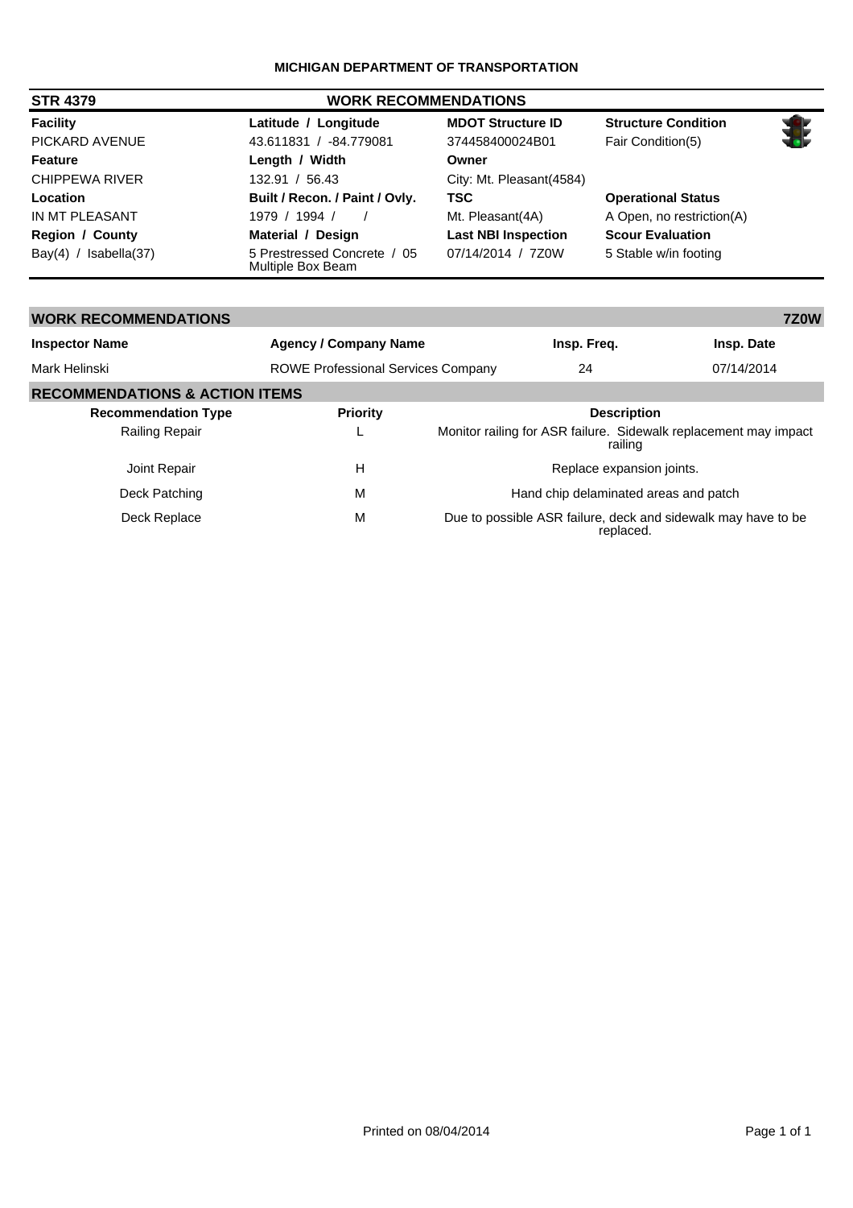**MICHIGAN DEPARTMENT OF TRANSPORTATION**

| STR 4379 | WORK RECOMMENDATIONS | | |
|---|---|---|---|
| **Facility** | **Latitude / Longitude** | **MDOT Structure ID** | **Structure Condition** |
| PICKARD AVENUE | 43.611831 / -84.779081 | 374458400024B01 | Fair Condition(5) |
| **Feature** | **Length / Width** | **Owner** | |
| CHIPPEWA RIVER | 132.91 / 56.43 | City: Mt. Pleasant(4584) | |
| **Location** | **Built / Recon. / Paint / Ovly.** | **TSC** | **Operational Status** |
| IN MT PLEASANT | 1979 / 1994 / / | Mt. Pleasant(4A) | A Open, no restriction(A) |
| **Region / County** | **Material / Design** | **Last NBI Inspection** | **Scour Evaluation** |
| Bay(4) / Isabella(37) | 5 Prestressed Concrete / 05 Multiple Box Beam | 07/14/2014 / 7Z0W | 5 Stable w/in footing |

## WORK RECOMMENDATIONS — 7Z0W

| Inspector Name | Agency / Company Name | Insp. Freq. | Insp. Date |
|---|---|---|---|
| Mark Helinski | ROWE Professional Services Company | 24 | 07/14/2014 |

## RECOMMENDATIONS & ACTION ITEMS

| Recommendation Type | Priority | Description |
|---|---|---|
| Railing Repair | L | Monitor railing for ASR failure. Sidewalk replacement may impact railing |
| Joint Repair | H | Replace expansion joints. |
| Deck Patching | M | Hand chip delaminated areas and patch |
| Deck Replace | M | Due to possible ASR failure, deck and sidewalk may have to be replaced. |

Printed on 08/04/2014